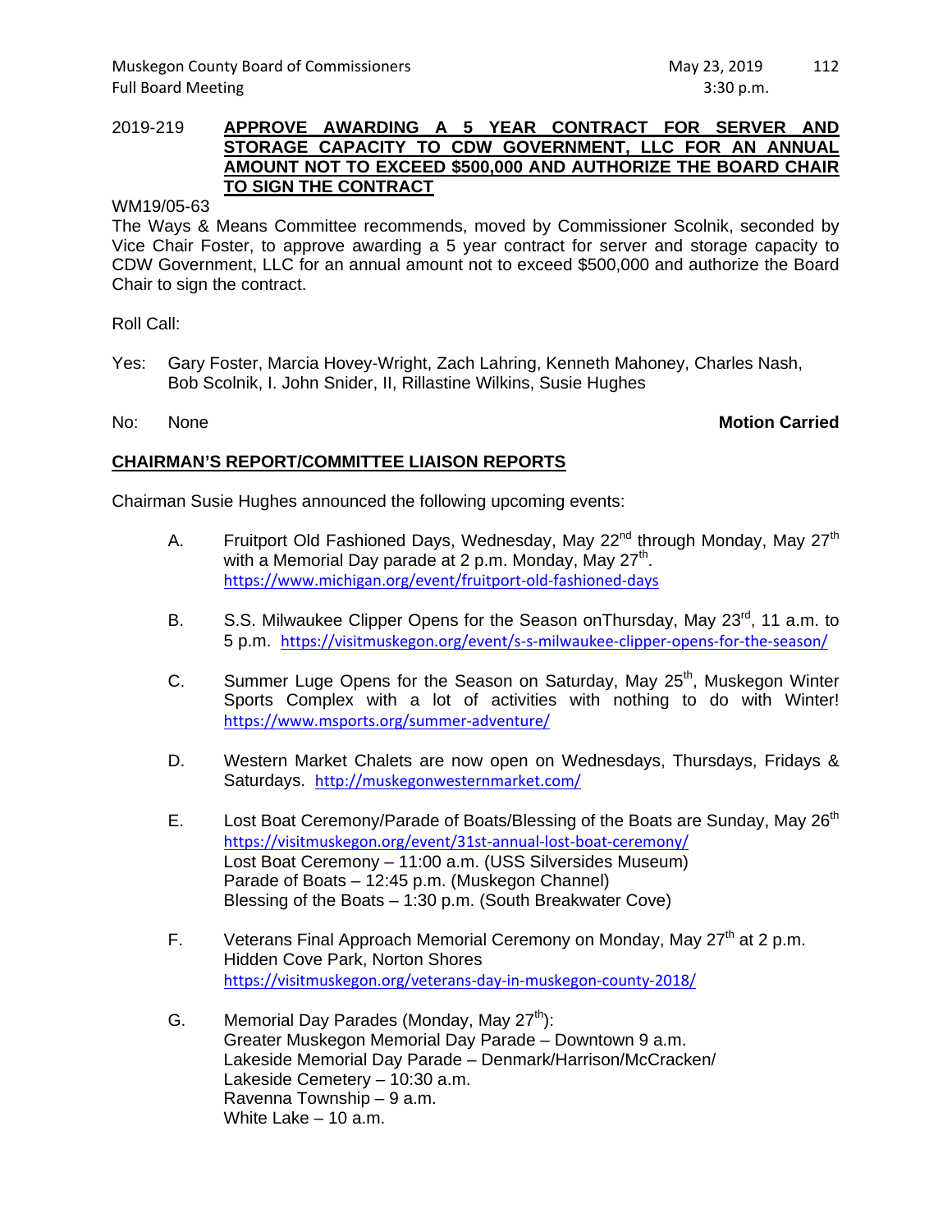2019-219 **APPROVE AWARDING A 5 YEAR CONTRACT FOR SERVER AND STORAGE CAPACITY TO CDW GOVERNMENT, LLC FOR AN ANNUAL AMOUNT NOT TO EXCEED $500,000 AND AUTHORIZE THE BOARD CHAIR TO SIGN THE CONTRACT**

WM19/05-63

The Ways & Means Committee recommends, moved by Commissioner Scolnik, seconded by Vice Chair Foster, to approve awarding a 5 year contract for server and storage capacity to CDW Government, LLC for an annual amount not to exceed $500,000 and authorize the Board Chair to sign the contract.

Roll Call:

Yes: Gary Foster, Marcia Hovey-Wright, Zach Lahring, Kenneth Mahoney, Charles Nash, Bob Scolnik, I. John Snider, II, Rillastine Wilkins, Susie Hughes

No: None **Motion Carried**

## CHAIRMAN'S REPORT/COMMITTEE LIAISON REPORTS

Chairman Susie Hughes announced the following upcoming events:

A. Fruitport Old Fashioned Days, Wednesday, May 22nd through Monday, May 27th with a Memorial Day parade at 2 p.m. Monday, May 27th.
https://www.michigan.org/event/fruitport-old-fashioned-days

B. S.S. Milwaukee Clipper Opens for the Season onThursday, May 23rd, 11 a.m. to 5 p.m. https://visitmuskegon.org/event/s-s-milwaukee-clipper-opens-for-the-season/

C. Summer Luge Opens for the Season on Saturday, May 25th, Muskegon Winter Sports Complex with a lot of activities with nothing to do with Winter!
https://www.msports.org/summer-adventure/

D. Western Market Chalets are now open on Wednesdays, Thursdays, Fridays & Saturdays. http://muskegonwesternmarket.com/

E. Lost Boat Ceremony/Parade of Boats/Blessing of the Boats are Sunday, May 26th
https://visitmuskegon.org/event/31st-annual-lost-boat-ceremony/
Lost Boat Ceremony – 11:00 a.m. (USS Silversides Museum)
Parade of Boats – 12:45 p.m. (Muskegon Channel)
Blessing of the Boats – 1:30 p.m. (South Breakwater Cove)

F. Veterans Final Approach Memorial Ceremony on Monday, May 27th at 2 p.m.
Hidden Cove Park, Norton Shores
https://visitmuskegon.org/veterans-day-in-muskegon-county-2018/

G. Memorial Day Parades (Monday, May 27th):
Greater Muskegon Memorial Day Parade – Downtown 9 a.m.
Lakeside Memorial Day Parade – Denmark/Harrison/McCracken/
Lakeside Cemetery – 10:30 a.m.
Ravenna Township – 9 a.m.
White Lake – 10 a.m.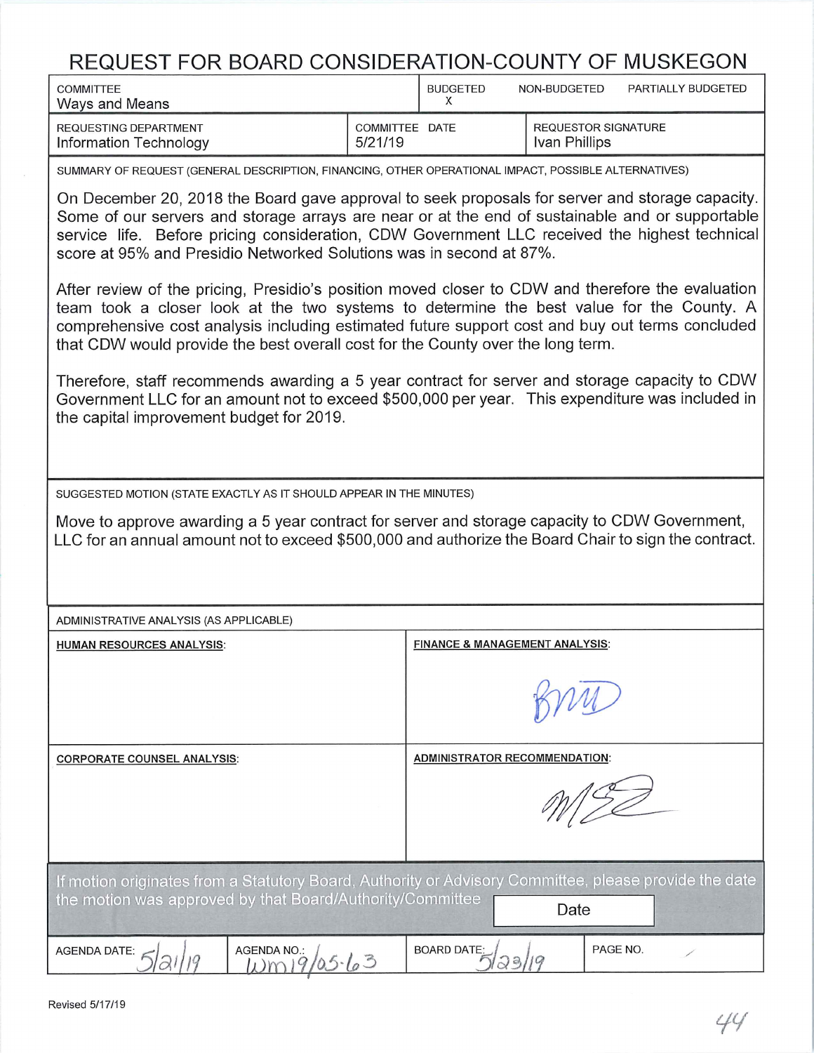# REQUEST FOR BOARD CONSIDERATION-COUNTY OF MUSKEGON

| COMMITTEE | | BUDGETED | NON-BUDGETED | PARTIALLY BUDGETED |
|---|---|---|---|---|
| Ways and Means | | X | | |

| REQUESTING DEPARTMENT | COMMITTEE DATE | REQUESTOR SIGNATURE |
|---|---|---|
| Information Technology | 5/21/19 | Ivan Phillips |

SUMMARY OF REQUEST (GENERAL DESCRIPTION, FINANCING, OTHER OPERATIONAL IMPACT, POSSIBLE ALTERNATIVES)

On December 20, 2018 the Board gave approval to seek proposals for server and storage capacity. Some of our servers and storage arrays are near or at the end of sustainable and or supportable service life. Before pricing consideration, CDW Government LLC received the highest technical score at 95% and Presidio Networked Solutions was in second at 87%.

After review of the pricing, Presidio's position moved closer to CDW and therefore the evaluation team took a closer look at the two systems to determine the best value for the County. A comprehensive cost analysis including estimated future support cost and buy out terms concluded that CDW would provide the best overall cost for the County over the long term.

Therefore, staff recommends awarding a 5 year contract for server and storage capacity to CDW Government LLC for an amount not to exceed $500,000 per year. This expenditure was included in the capital improvement budget for 2019.

SUGGESTED MOTION (STATE EXACTLY AS IT SHOULD APPEAR IN THE MINUTES)

Move to approve awarding a 5 year contract for server and storage capacity to CDW Government, LLC for an annual amount not to exceed $500,000 and authorize the Board Chair to sign the contract.

ADMINISTRATIVE ANALYSIS (AS APPLICABLE)

| **HUMAN RESOURCES ANALYSIS:** | **FINANCE & MANAGEMENT ANALYSIS:** |
|---|---|
| | BMD |
| **CORPORATE COUNSEL ANALYSIS:** | **ADMINISTRATOR RECOMMENDATION:** |
| | MSE |

If motion originates from a Statutory Board, Authority or Advisory Committee, please provide the date the motion was approved by that Board/Authority/Committee

| Date |
|---|
| |

| AGENDA DATE: | AGENDA NO.: | BOARD DATE: | PAGE NO. |
|---|---|---|---|
| 5/21/19 | WM19/05-63 | 5/23/19 | |

Revised 5/17/19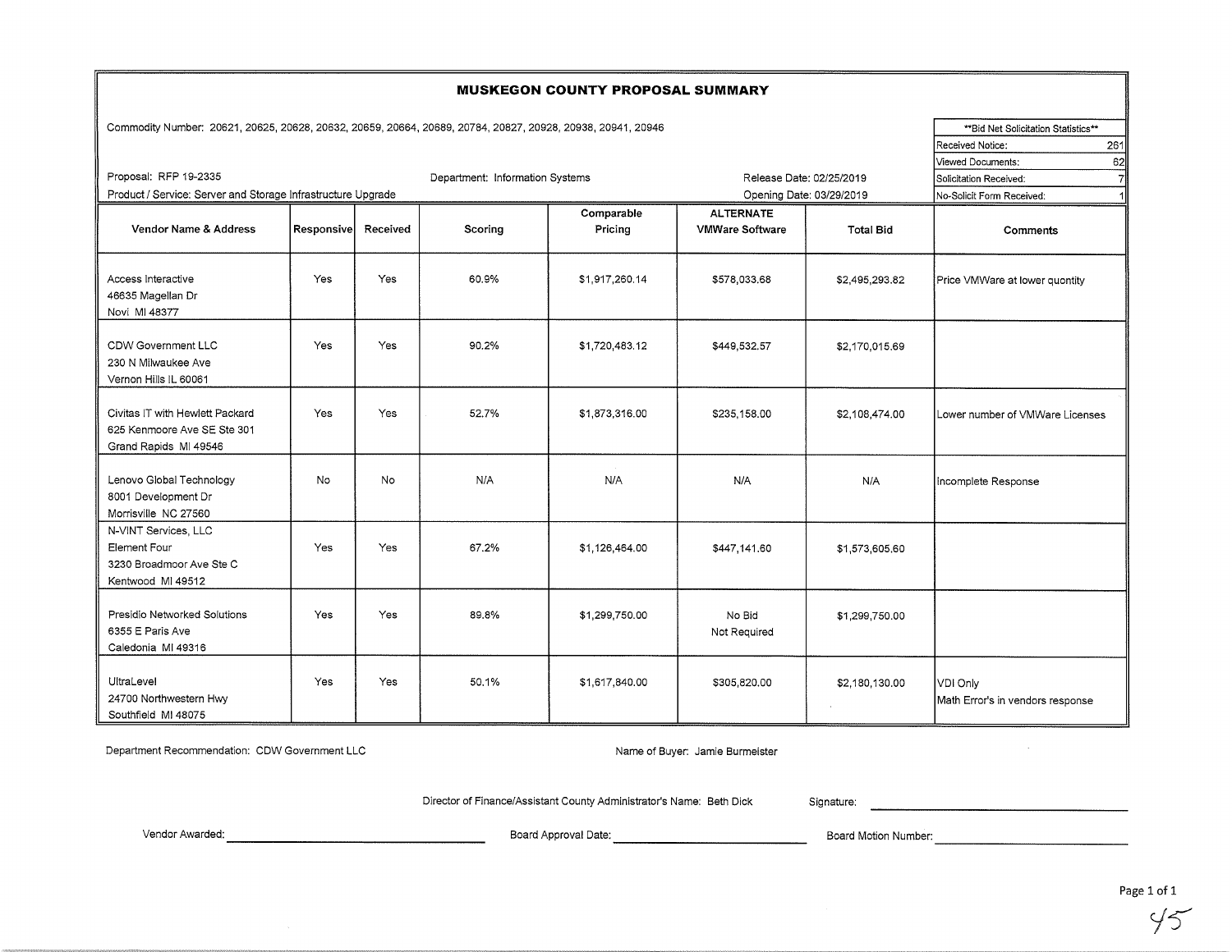# MUSKEGON COUNTY PROPOSAL SUMMARY

Commodity Number: 20621, 20625, 20628, 20632, 20659, 20664, 20689, 20784, 20827, 20928, 20938, 20941, 20946

| **Bid Net Solicitation Statistics** | |
|---|---|
| Received Notice: | 261 |
| Viewed Documents: | 62 |
| Solicitation Received: | 7 |
| No-Solicit Form Received: | 1 |

Proposal: RFP 19-2335

Department: Information Systems

Release Date: 02/25/2019

Product / Service: Server and Storage Infrastructure Upgrade

Opening Date: 03/29/2019

| Vendor Name & Address | Responsive | Received | Scoring | Comparable Pricing | ALTERNATE VMWare Software | Total Bid | Comments |
|---|---|---|---|---|---|---|---|
| Access Interactive<br>46635 Magellan Dr<br>Novi MI 48377 | Yes | Yes | 60.9% | $1,917,260.14 | $578,033.68 | $2,495,293.82 | Price VMWare at lower quontity |
| CDW Government LLC<br>230 N Milwaukee Ave<br>Vernon Hills IL 60061 | Yes | Yes | 90.2% | $1,720,483.12 | $449,532.57 | $2,170,015.69 | |
| Civitas IT with Hewlett Packard<br>625 Kenmoore Ave SE Ste 301<br>Grand Rapids MI 49546 | Yes | Yes | 52.7% | $1,873,316.00 | $235,158.00 | $2,108,474.00 | Lower number of VMWare Licenses |
| Lenovo Global Technology<br>8001 Development Dr<br>Morrisville NC 27560 | No | No | N/A | N/A | N/A | N/A | Incomplete Response |
| N-VINT Services, LLC<br>Element Four<br>3230 Broadmoor Ave Ste C<br>Kentwood MI 49512 | Yes | Yes | 67.2% | $1,126,464.00 | $447,141.60 | $1,573,605.60 | |
| Presidio Networked Solutions<br>6355 E Paris Ave<br>Caledonia MI 49316 | Yes | Yes | 89.8% | $1,299,750.00 | No Bid<br>Not Required | $1,299,750.00 | |
| UltraLevel<br>24700 Northwestern Hwy<br>Southfield MI 48075 | Yes | Yes | 50.1% | $1,617,840.00 | $305,820.00 | $2,180,130.00 | VDI Only<br>Math Error's in vendors response |

Department Recommendation: CDW Government LLC

Name of Buyer: Jamie Burmeister

Director of Finance/Assistant County Administrator's Name: Beth Dick

Signature: ______________________

Vendor Awarded: ______________________

Board Approval Date: ______________________

Board Motion Number: ______________________

45